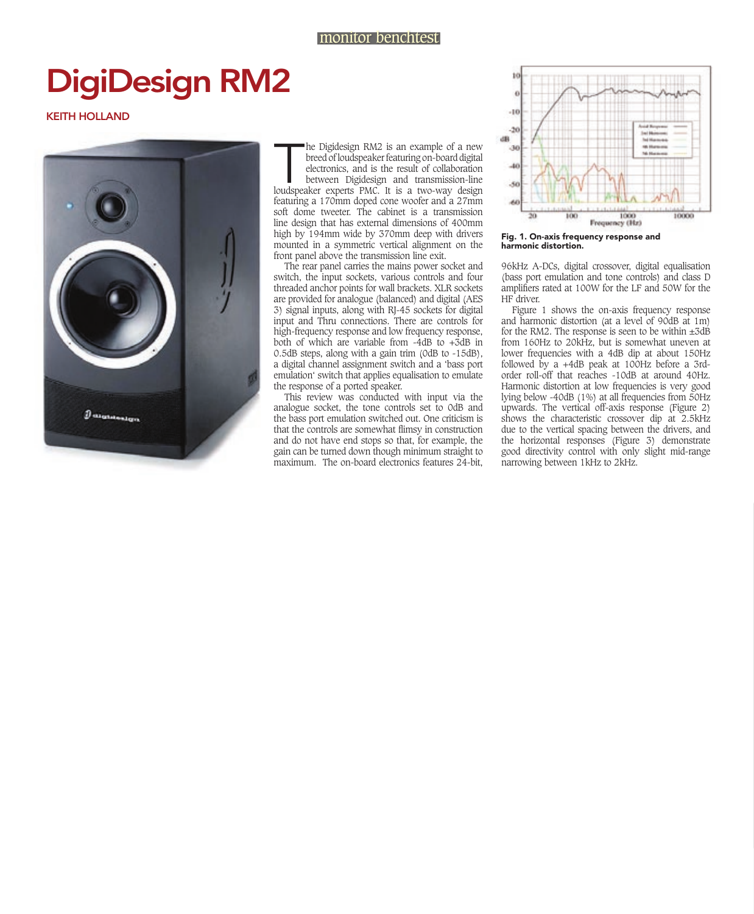monitor benchtest

# DigiDesign RM2

KEITH HOLLAND

The Digidesign RM2 is an example of a new breed of loudspeaker featuring on-board digital electronics, and is the result of collaboration between Digidesign and transmission-line loudspeaker experts PMC. It is a two-way design featuring a 170mm doped cone woofer and a 27mm soft dome tweeter. The cabinet is a transmission line design that has external dimensions of 400mm high by 194mm wide by 370mm deep with drivers mounted in a symmetric vertical alignment on the front panel above the transmission line exit.

The rear panel carries the mains power socket and switch, the input sockets, various controls and four threaded anchor points for wall brackets. XLR sockets are provided for analogue (balanced) and digital (AES 3) signal inputs, along with RJ-45 sockets for digital input and Thru connections. There are controls for high-frequency response and low frequency response, both of which are variable from -4dB to +3dB in 0.5dB steps, along with a gain trim (0dB to -15dB), a digital channel assignment switch and a 'bass port emulation' switch that applies equalisation to emulate the response of a ported speaker.

This review was conducted with input via the analogue socket, the tone controls set to 0dB and the bass port emulation switched out. One criticism is that the controls are somewhat flimsy in construction and do not have end stops so that, for example, the gain can be turned down though minimum straight to maximum. The on-board electronics features 24-bit, 96kHz A-DCs, digital crossover, digital equalisation (bass port emulation and tone controls) and class D amplifiers rated at 100W for the LF and 50W for the HF driver.

**Fig. 1. On-axis frequency response and harmonic distortion.**

Figure 1 shows the on-axis frequency response and harmonic distortion (at a level of 90dB at 1m) for the RM2. The response is seen to be within ±3dB from 160Hz to 20kHz, but is somewhat uneven at lower frequencies with a 4dB dip at about 150Hz followed by a +4dB peak at 100Hz before a 3rd-order roll-off that reaches -10dB at around 40Hz. Harmonic distortion at low frequencies is very good lying below -40dB (1%) at all frequencies from 50Hz upwards. The vertical off-axis response (Figure 2) shows the characteristic crossover dip at 2.5kHz due to the vertical spacing between the drivers, and the horizontal responses (Figure 3) demonstrate good directivity control with only slight mid-range narrowing between 1kHz to 2kHz.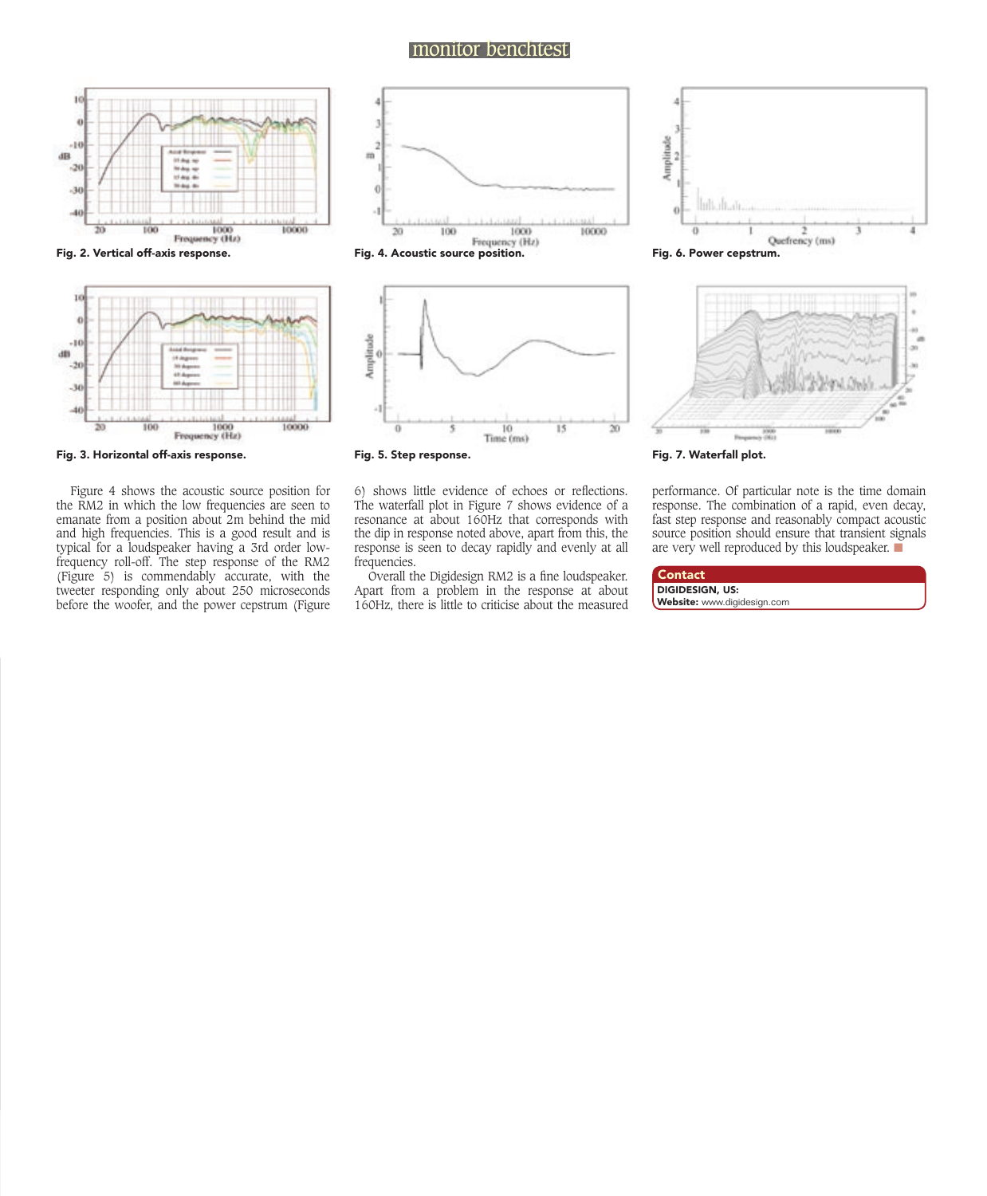Fig. 2. Vertical off-axis response.

Fig. 4. Acoustic source position.

Fig. 6. Power cepstrum.

Fig. 3. Horizontal off-axis response.

Fig. 5. Step response.

Fig. 7. Waterfall plot.

Figure 4 shows the acoustic source position for the RM2 in which the low frequencies are seen to emanate from a position about 2m behind the mid and high frequencies. This is a good result and is typical for a loudspeaker having a 3rd order low-frequency roll-off. The step response of the RM2 (Figure 5) is commendably accurate, with the tweeter responding only about 250 microseconds before the woofer, and the power cepstrum (Figure 6) shows little evidence of echoes or reflections. The waterfall plot in Figure 7 shows evidence of a resonance at about 160Hz that corresponds with the dip in response noted above, apart from this, the response is seen to decay rapidly and evenly at all frequencies.

Overall the Digidesign RM2 is a fine loudspeaker. Apart from a problem in the response at about 160Hz, there is little to criticise about the measured performance. Of particular note is the time domain response. The combination of a rapid, even decay, fast step response and reasonably compact acoustic source position should ensure that transient signals are very well reproduced by this loudspeaker. ■

**Contact**

**DIGIDESIGN, US:**
**Website:** www.digidesign.com